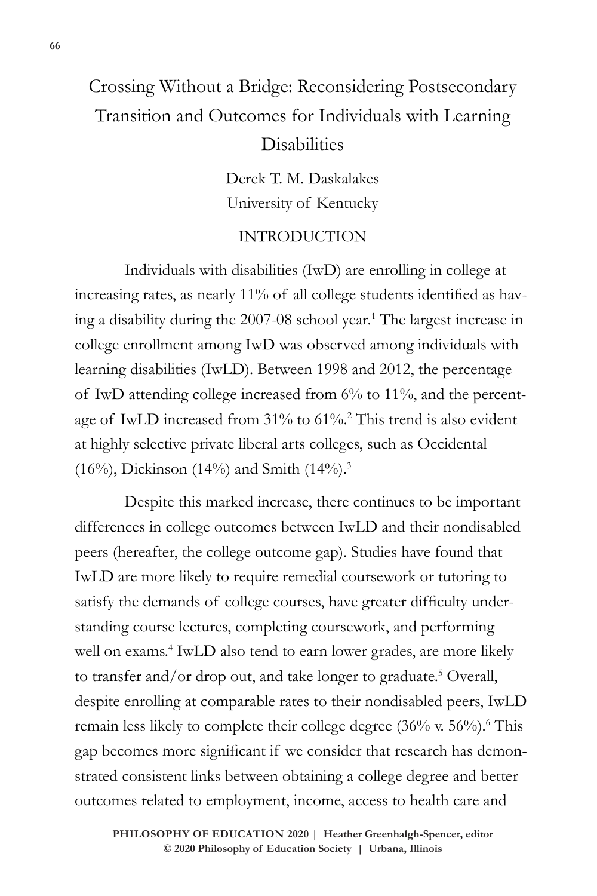# Crossing Without a Bridge: Reconsidering Postsecondary Transition and Outcomes for Individuals with Learning Disabilities

Derek T. M. Daskalakes
University of Kentucky

## INTRODUCTION

Individuals with disabilities (IwD) are enrolling in college at increasing rates, as nearly 11% of all college students identified as having a disability during the 2007-08 school year.[1] The largest increase in college enrollment among IwD was observed among individuals with learning disabilities (IwLD). Between 1998 and 2012, the percentage of IwD attending college increased from 6% to 11%, and the percentage of IwLD increased from 31% to 61%.[2] This trend is also evident at highly selective private liberal arts colleges, such as Occidental (16%), Dickinson (14%) and Smith (14%).[3]

Despite this marked increase, there continues to be important differences in college outcomes between IwLD and their nondisabled peers (hereafter, the college outcome gap). Studies have found that IwLD are more likely to require remedial coursework or tutoring to satisfy the demands of college courses, have greater difficulty understanding course lectures, completing coursework, and performing well on exams.[4] IwLD also tend to earn lower grades, are more likely to transfer and/or drop out, and take longer to graduate.[5] Overall, despite enrolling at comparable rates to their nondisabled peers, IwLD remain less likely to complete their college degree (36% v. 56%).[6] This gap becomes more significant if we consider that research has demonstrated consistent links between obtaining a college degree and better outcomes related to employment, income, access to health care and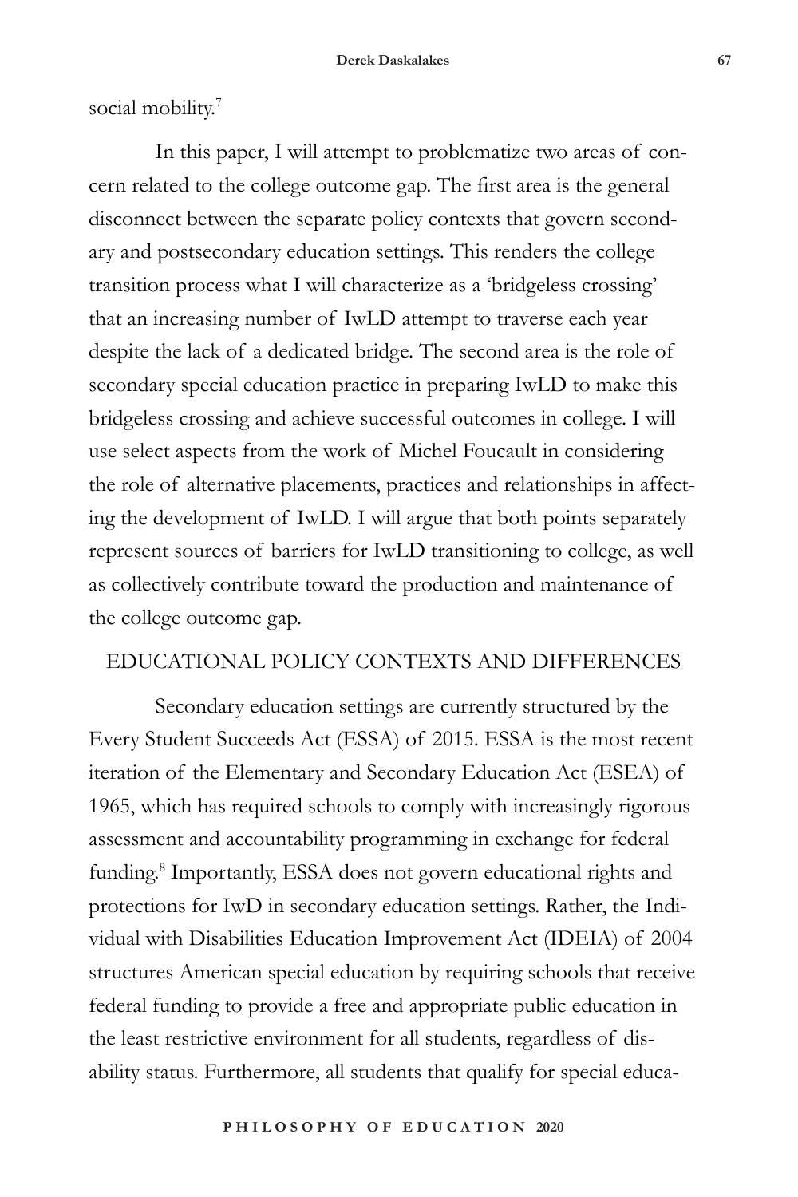social mobility.[7]

In this paper, I will attempt to problematize two areas of concern related to the college outcome gap. The first area is the general disconnect between the separate policy contexts that govern secondary and postsecondary education settings. This renders the college transition process what I will characterize as a 'bridgeless crossing' that an increasing number of IwLD attempt to traverse each year despite the lack of a dedicated bridge. The second area is the role of secondary special education practice in preparing IwLD to make this bridgeless crossing and achieve successful outcomes in college. I will use select aspects from the work of Michel Foucault in considering the role of alternative placements, practices and relationships in affecting the development of IwLD. I will argue that both points separately represent sources of barriers for IwLD transitioning to college, as well as collectively contribute toward the production and maintenance of the college outcome gap.

## EDUCATIONAL POLICY CONTEXTS AND DIFFERENCES

Secondary education settings are currently structured by the Every Student Succeeds Act (ESSA) of 2015. ESSA is the most recent iteration of the Elementary and Secondary Education Act (ESEA) of 1965, which has required schools to comply with increasingly rigorous assessment and accountability programming in exchange for federal funding.[8] Importantly, ESSA does not govern educational rights and protections for IwD in secondary education settings. Rather, the Individual with Disabilities Education Improvement Act (IDEIA) of 2004 structures American special education by requiring schools that receive federal funding to provide a free and appropriate public education in the least restrictive environment for all students, regardless of disability status. Furthermore, all students that qualify for special educa-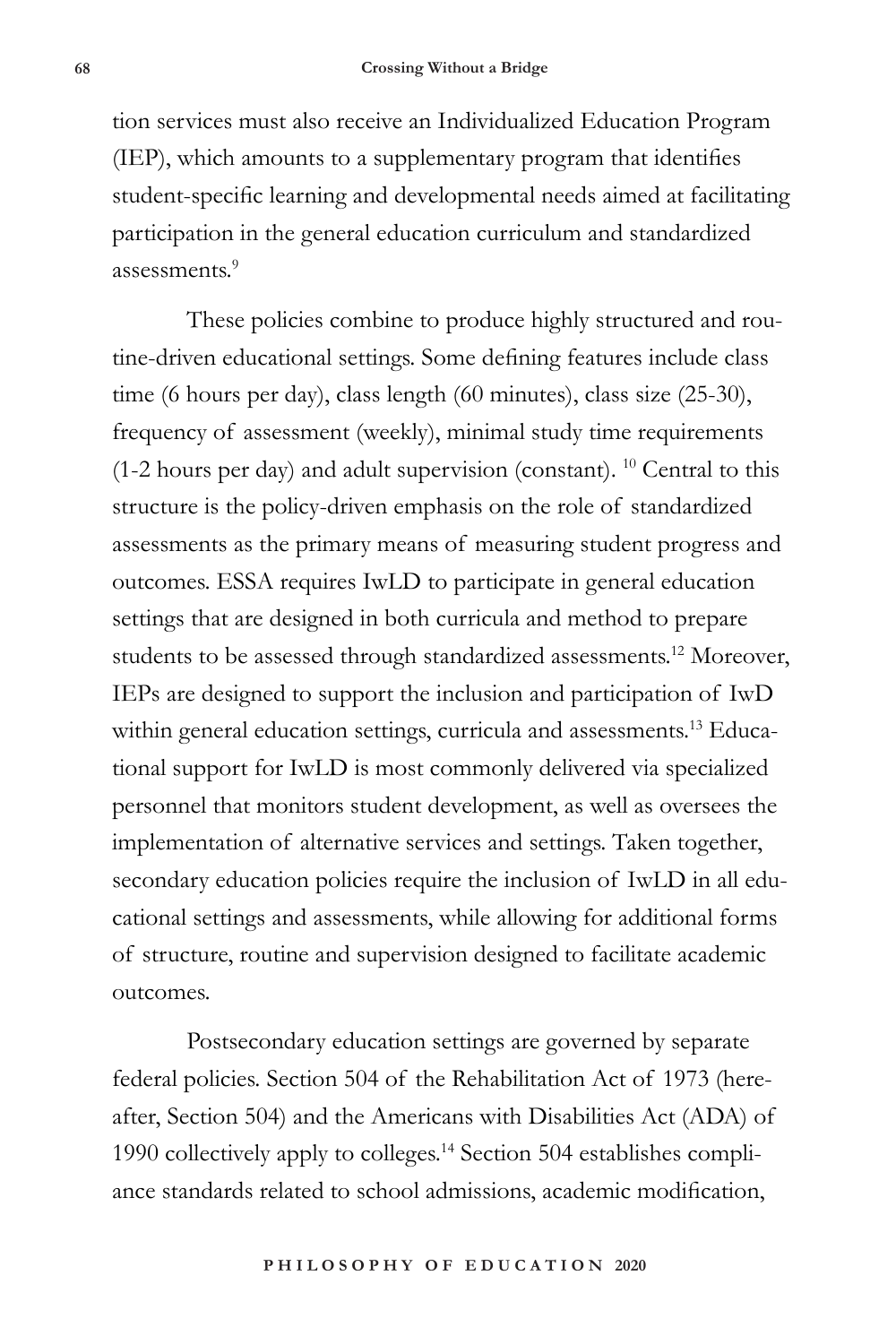tion services must also receive an Individualized Education Program (IEP), which amounts to a supplementary program that identifies student-specific learning and developmental needs aimed at facilitating participation in the general education curriculum and standardized assessments.[9]

These policies combine to produce highly structured and routine-driven educational settings. Some defining features include class time (6 hours per day), class length (60 minutes), class size (25-30), frequency of assessment (weekly), minimal study time requirements (1-2 hours per day) and adult supervision (constant). [10] Central to this structure is the policy-driven emphasis on the role of standardized assessments as the primary means of measuring student progress and outcomes. ESSA requires IwLD to participate in general education settings that are designed in both curricula and method to prepare students to be assessed through standardized assessments.[12] Moreover, IEPs are designed to support the inclusion and participation of IwD within general education settings, curricula and assessments.[13] Educational support for IwLD is most commonly delivered via specialized personnel that monitors student development, as well as oversees the implementation of alternative services and settings. Taken together, secondary education policies require the inclusion of IwLD in all educational settings and assessments, while allowing for additional forms of structure, routine and supervision designed to facilitate academic outcomes.

Postsecondary education settings are governed by separate federal policies. Section 504 of the Rehabilitation Act of 1973 (hereafter, Section 504) and the Americans with Disabilities Act (ADA) of 1990 collectively apply to colleges.[14] Section 504 establishes compliance standards related to school admissions, academic modification,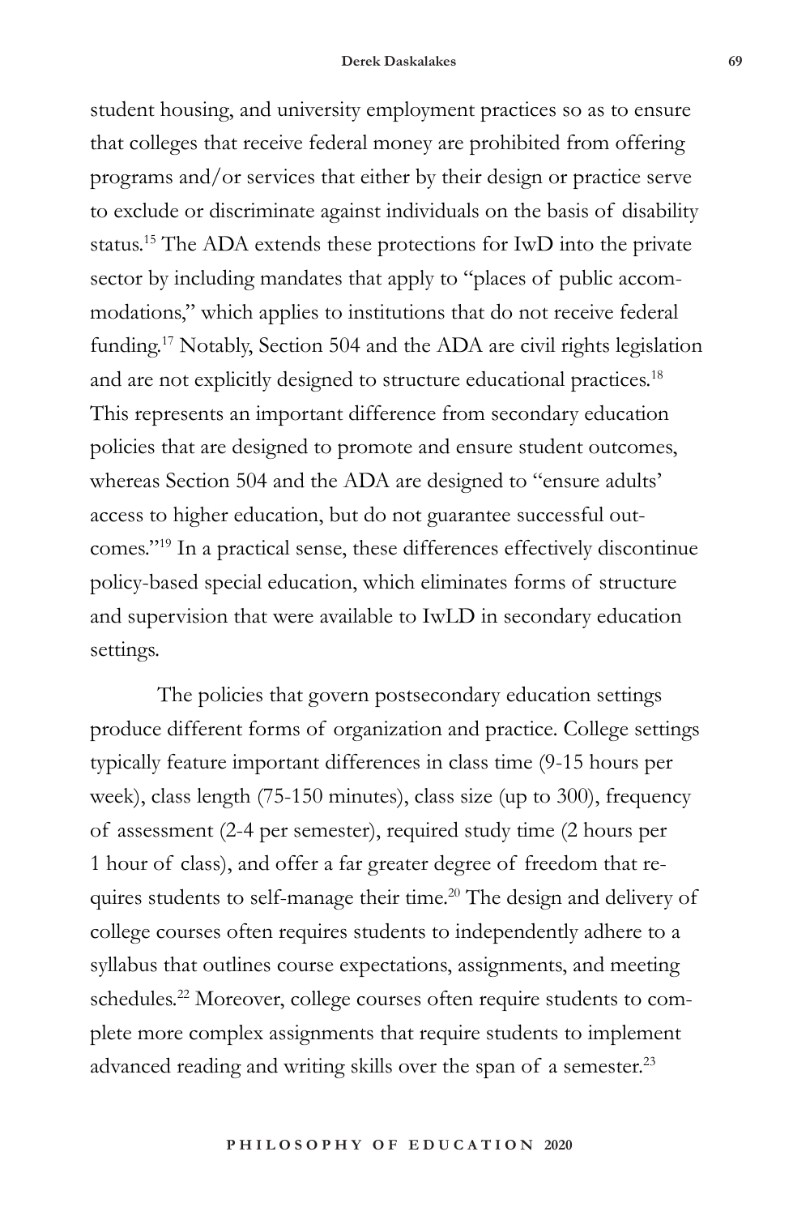student housing, and university employment practices so as to ensure that colleges that receive federal money are prohibited from offering programs and/or services that either by their design or practice serve to exclude or discriminate against individuals on the basis of disability status.[15] The ADA extends these protections for IwD into the private sector by including mandates that apply to "places of public accommodations," which applies to institutions that do not receive federal funding.[17] Notably, Section 504 and the ADA are civil rights legislation and are not explicitly designed to structure educational practices.[18] This represents an important difference from secondary education policies that are designed to promote and ensure student outcomes, whereas Section 504 and the ADA are designed to "ensure adults' access to higher education, but do not guarantee successful outcomes."[19] In a practical sense, these differences effectively discontinue policy-based special education, which eliminates forms of structure and supervision that were available to IwLD in secondary education settings.

The policies that govern postsecondary education settings produce different forms of organization and practice. College settings typically feature important differences in class time (9-15 hours per week), class length (75-150 minutes), class size (up to 300), frequency of assessment (2-4 per semester), required study time (2 hours per 1 hour of class), and offer a far greater degree of freedom that requires students to self-manage their time.[20] The design and delivery of college courses often requires students to independently adhere to a syllabus that outlines course expectations, assignments, and meeting schedules.[22] Moreover, college courses often require students to complete more complex assignments that require students to implement advanced reading and writing skills over the span of a semester.[23]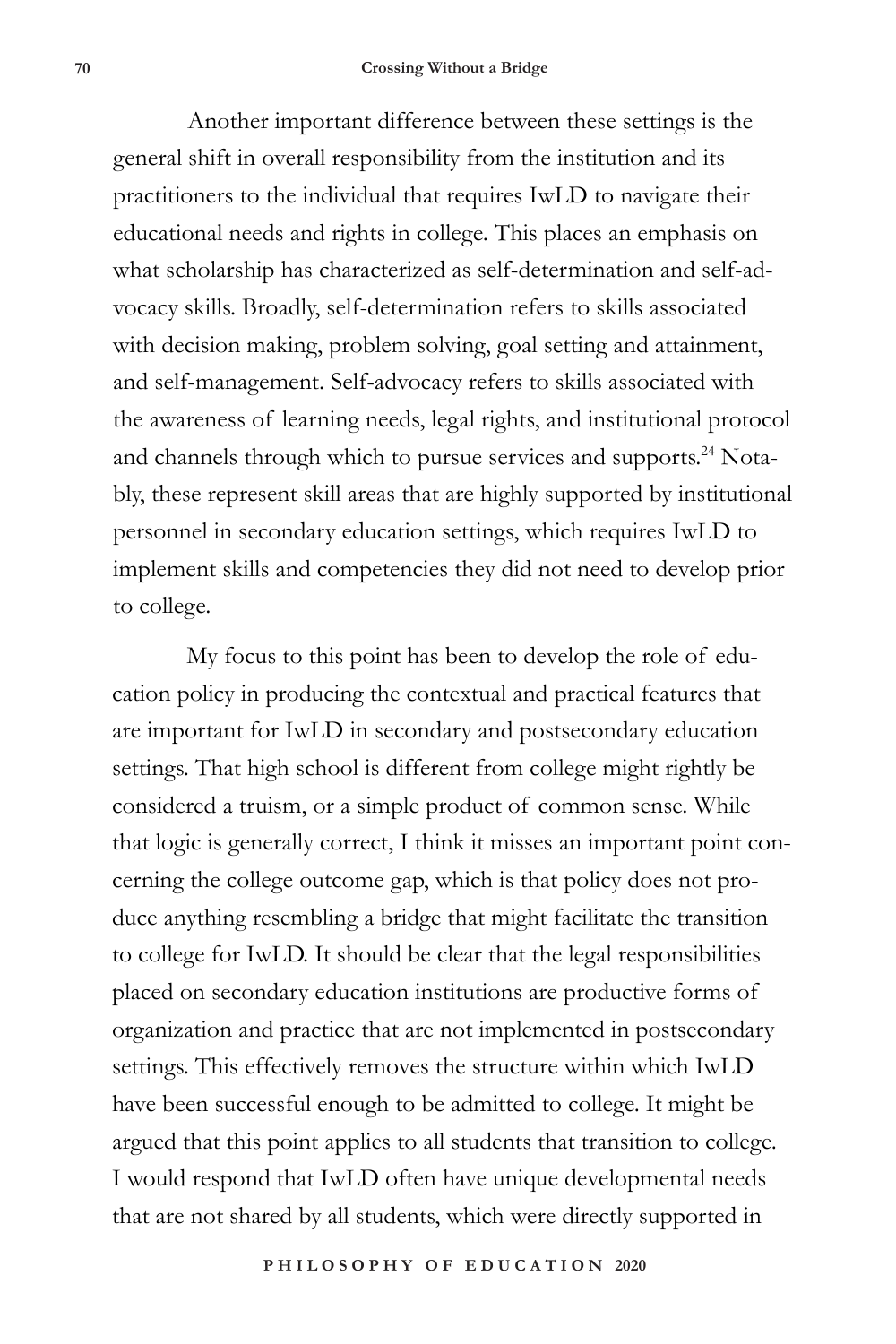Another important difference between these settings is the general shift in overall responsibility from the institution and its practitioners to the individual that requires IwLD to navigate their educational needs and rights in college. This places an emphasis on what scholarship has characterized as self-determination and self-advocacy skills. Broadly, self-determination refers to skills associated with decision making, problem solving, goal setting and attainment, and self-management. Self-advocacy refers to skills associated with the awareness of learning needs, legal rights, and institutional protocol and channels through which to pursue services and supports.[24] Notably, these represent skill areas that are highly supported by institutional personnel in secondary education settings, which requires IwLD to implement skills and competencies they did not need to develop prior to college.

My focus to this point has been to develop the role of education policy in producing the contextual and practical features that are important for IwLD in secondary and postsecondary education settings. That high school is different from college might rightly be considered a truism, or a simple product of common sense. While that logic is generally correct, I think it misses an important point concerning the college outcome gap, which is that policy does not produce anything resembling a bridge that might facilitate the transition to college for IwLD. It should be clear that the legal responsibilities placed on secondary education institutions are productive forms of organization and practice that are not implemented in postsecondary settings. This effectively removes the structure within which IwLD have been successful enough to be admitted to college. It might be argued that this point applies to all students that transition to college. I would respond that IwLD often have unique developmental needs that are not shared by all students, which were directly supported in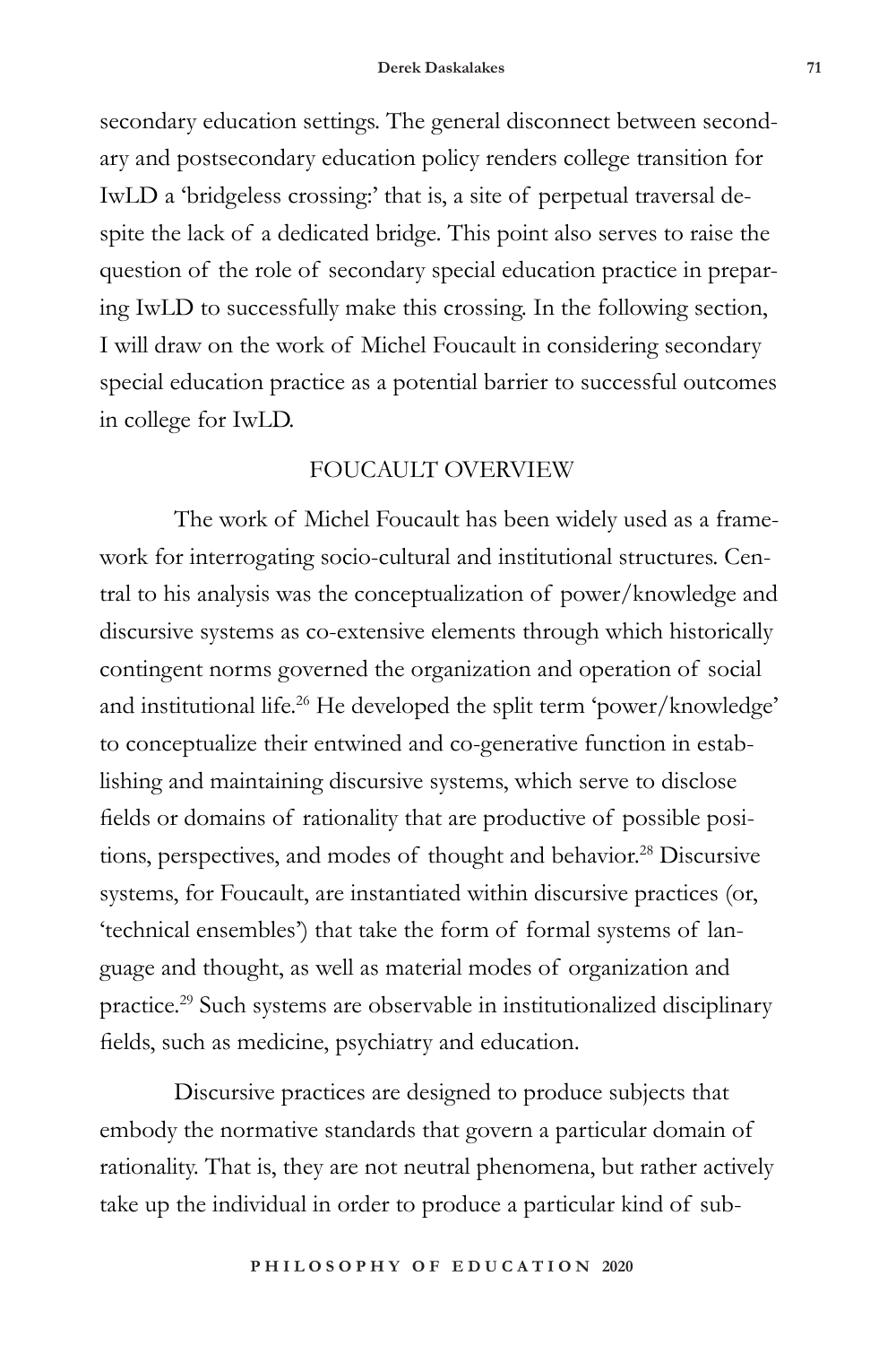secondary education settings. The general disconnect between secondary and postsecondary education policy renders college transition for IwLD a 'bridgeless crossing:' that is, a site of perpetual traversal despite the lack of a dedicated bridge. This point also serves to raise the question of the role of secondary special education practice in preparing IwLD to successfully make this crossing. In the following section, I will draw on the work of Michel Foucault in considering secondary special education practice as a potential barrier to successful outcomes in college for IwLD.

## FOUCAULT OVERVIEW

The work of Michel Foucault has been widely used as a framework for interrogating socio-cultural and institutional structures. Central to his analysis was the conceptualization of power/knowledge and discursive systems as co-extensive elements through which historically contingent norms governed the organization and operation of social and institutional life.[26] He developed the split term 'power/knowledge' to conceptualize their entwined and co-generative function in establishing and maintaining discursive systems, which serve to disclose fields or domains of rationality that are productive of possible positions, perspectives, and modes of thought and behavior.[28] Discursive systems, for Foucault, are instantiated within discursive practices (or, 'technical ensembles') that take the form of formal systems of language and thought, as well as material modes of organization and practice.[29] Such systems are observable in institutionalized disciplinary fields, such as medicine, psychiatry and education.

Discursive practices are designed to produce subjects that embody the normative standards that govern a particular domain of rationality. That is, they are not neutral phenomena, but rather actively take up the individual in order to produce a particular kind of sub-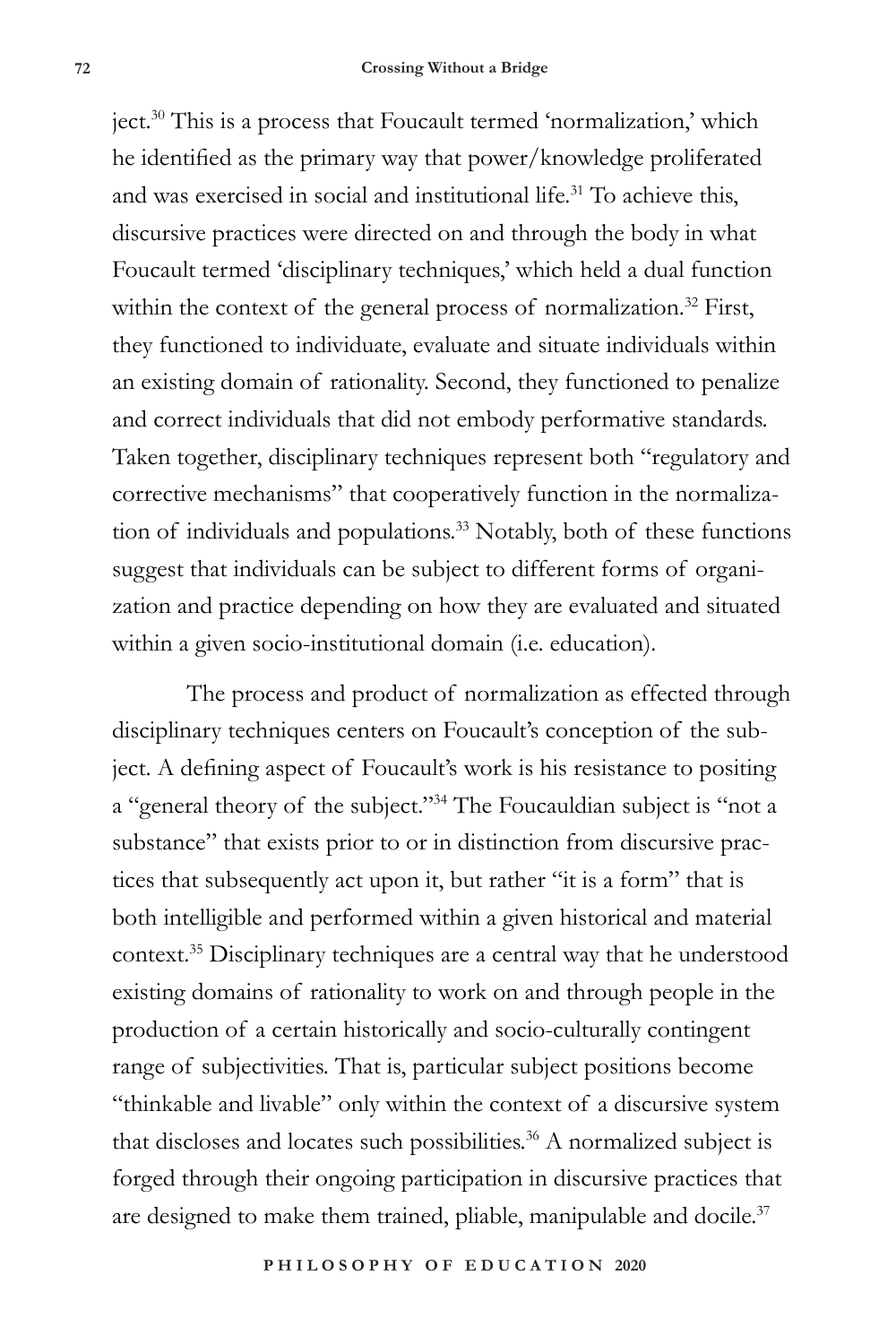ject.[30] This is a process that Foucault termed 'normalization,' which he identified as the primary way that power/knowledge proliferated and was exercised in social and institutional life.[31] To achieve this, discursive practices were directed on and through the body in what Foucault termed 'disciplinary techniques,' which held a dual function within the context of the general process of normalization.[32] First, they functioned to individuate, evaluate and situate individuals within an existing domain of rationality. Second, they functioned to penalize and correct individuals that did not embody performative standards. Taken together, disciplinary techniques represent both "regulatory and corrective mechanisms" that cooperatively function in the normalization of individuals and populations.[33] Notably, both of these functions suggest that individuals can be subject to different forms of organization and practice depending on how they are evaluated and situated within a given socio-institutional domain (i.e. education).

The process and product of normalization as effected through disciplinary techniques centers on Foucault's conception of the subject. A defining aspect of Foucault's work is his resistance to positing a "general theory of the subject."[34] The Foucauldian subject is "not a substance" that exists prior to or in distinction from discursive practices that subsequently act upon it, but rather "it is a form" that is both intelligible and performed within a given historical and material context.[35] Disciplinary techniques are a central way that he understood existing domains of rationality to work on and through people in the production of a certain historically and socio-culturally contingent range of subjectivities. That is, particular subject positions become "thinkable and livable" only within the context of a discursive system that discloses and locates such possibilities.[36] A normalized subject is forged through their ongoing participation in discursive practices that are designed to make them trained, pliable, manipulable and docile.[37]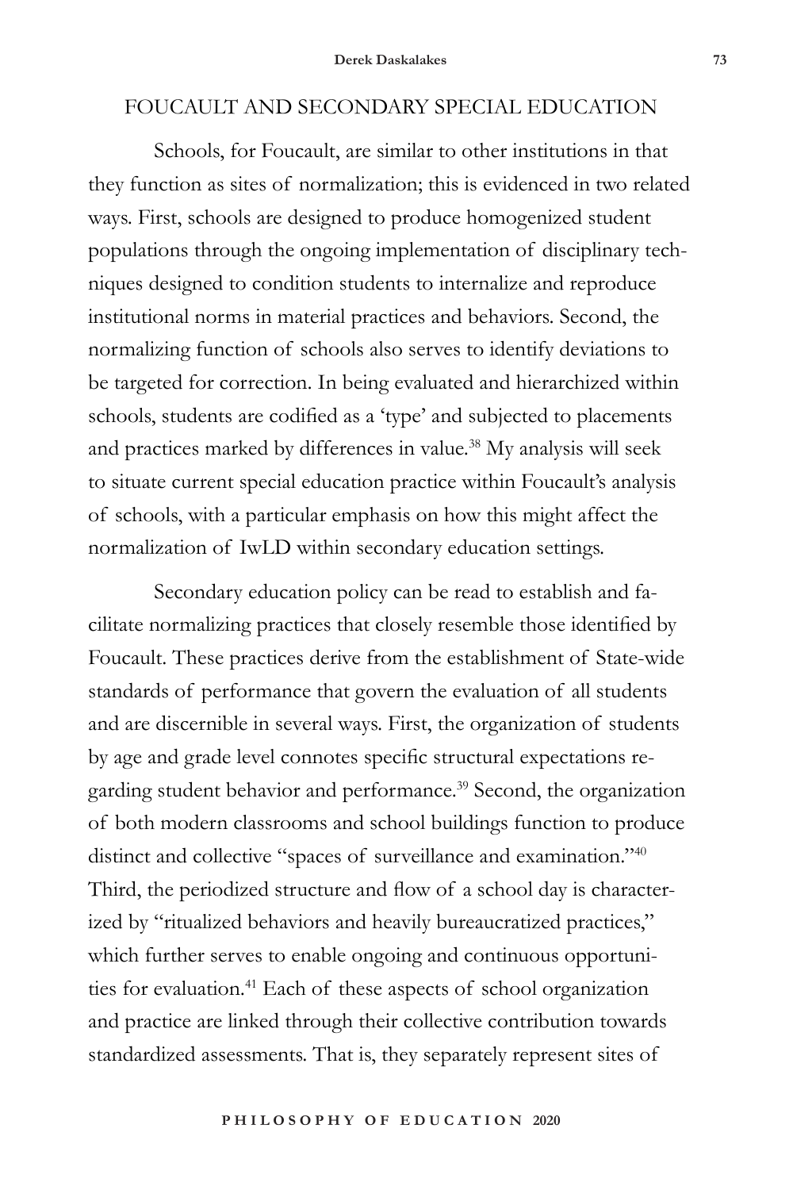## FOUCAULT AND SECONDARY SPECIAL EDUCATION

Schools, for Foucault, are similar to other institutions in that they function as sites of normalization; this is evidenced in two related ways. First, schools are designed to produce homogenized student populations through the ongoing implementation of disciplinary techniques designed to condition students to internalize and reproduce institutional norms in material practices and behaviors. Second, the normalizing function of schools also serves to identify deviations to be targeted for correction. In being evaluated and hierarchized within schools, students are codified as a 'type' and subjected to placements and practices marked by differences in value.[38] My analysis will seek to situate current special education practice within Foucault's analysis of schools, with a particular emphasis on how this might affect the normalization of IwLD within secondary education settings.

Secondary education policy can be read to establish and facilitate normalizing practices that closely resemble those identified by Foucault. These practices derive from the establishment of State-wide standards of performance that govern the evaluation of all students and are discernible in several ways. First, the organization of students by age and grade level connotes specific structural expectations regarding student behavior and performance.[39] Second, the organization of both modern classrooms and school buildings function to produce distinct and collective "spaces of surveillance and examination."[40] Third, the periodized structure and flow of a school day is characterized by "ritualized behaviors and heavily bureaucratized practices," which further serves to enable ongoing and continuous opportunities for evaluation.[41] Each of these aspects of school organization and practice are linked through their collective contribution towards standardized assessments. That is, they separately represent sites of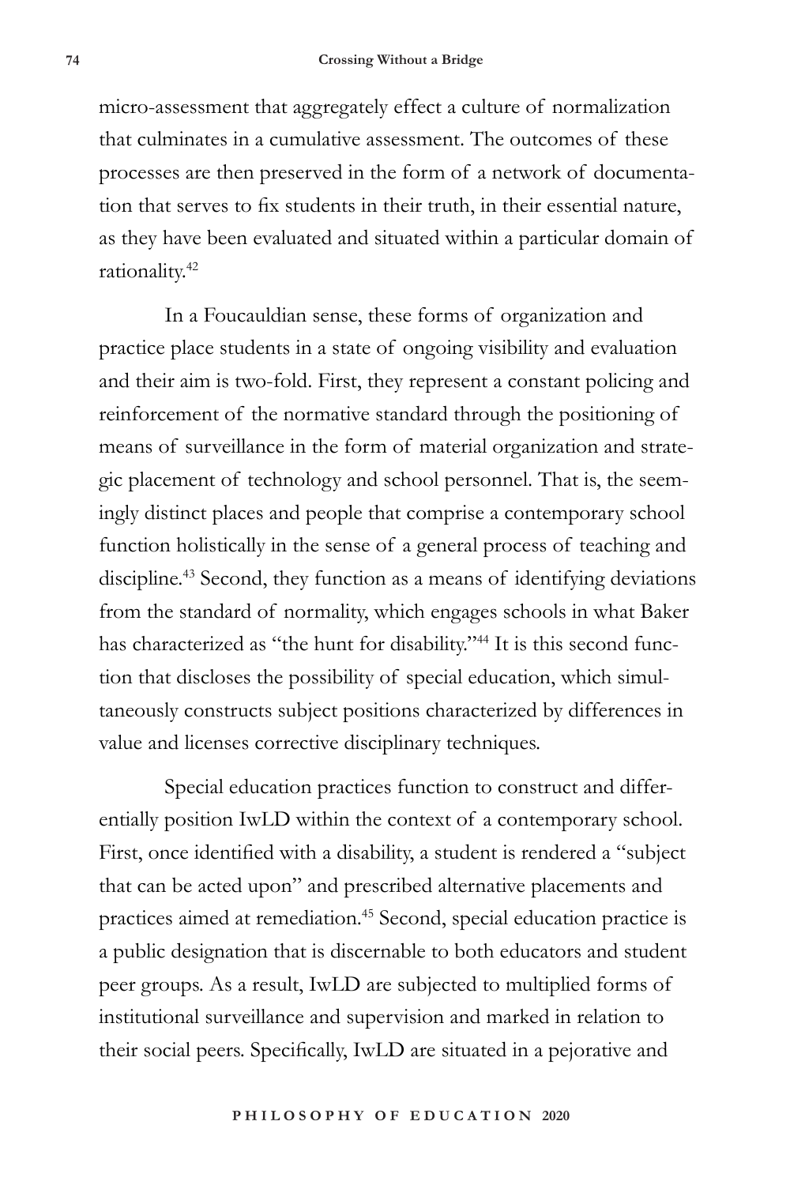micro-assessment that aggregately effect a culture of normalization that culminates in a cumulative assessment. The outcomes of these processes are then preserved in the form of a network of documentation that serves to fix students in their truth, in their essential nature, as they have been evaluated and situated within a particular domain of rationality.[42]

In a Foucauldian sense, these forms of organization and practice place students in a state of ongoing visibility and evaluation and their aim is two-fold. First, they represent a constant policing and reinforcement of the normative standard through the positioning of means of surveillance in the form of material organization and strategic placement of technology and school personnel. That is, the seemingly distinct places and people that comprise a contemporary school function holistically in the sense of a general process of teaching and discipline.[43] Second, they function as a means of identifying deviations from the standard of normality, which engages schools in what Baker has characterized as "the hunt for disability."[44] It is this second function that discloses the possibility of special education, which simultaneously constructs subject positions characterized by differences in value and licenses corrective disciplinary techniques.

Special education practices function to construct and differentially position IwLD within the context of a contemporary school. First, once identified with a disability, a student is rendered a "subject that can be acted upon" and prescribed alternative placements and practices aimed at remediation.[45] Second, special education practice is a public designation that is discernable to both educators and student peer groups. As a result, IwLD are subjected to multiplied forms of institutional surveillance and supervision and marked in relation to their social peers. Specifically, IwLD are situated in a pejorative and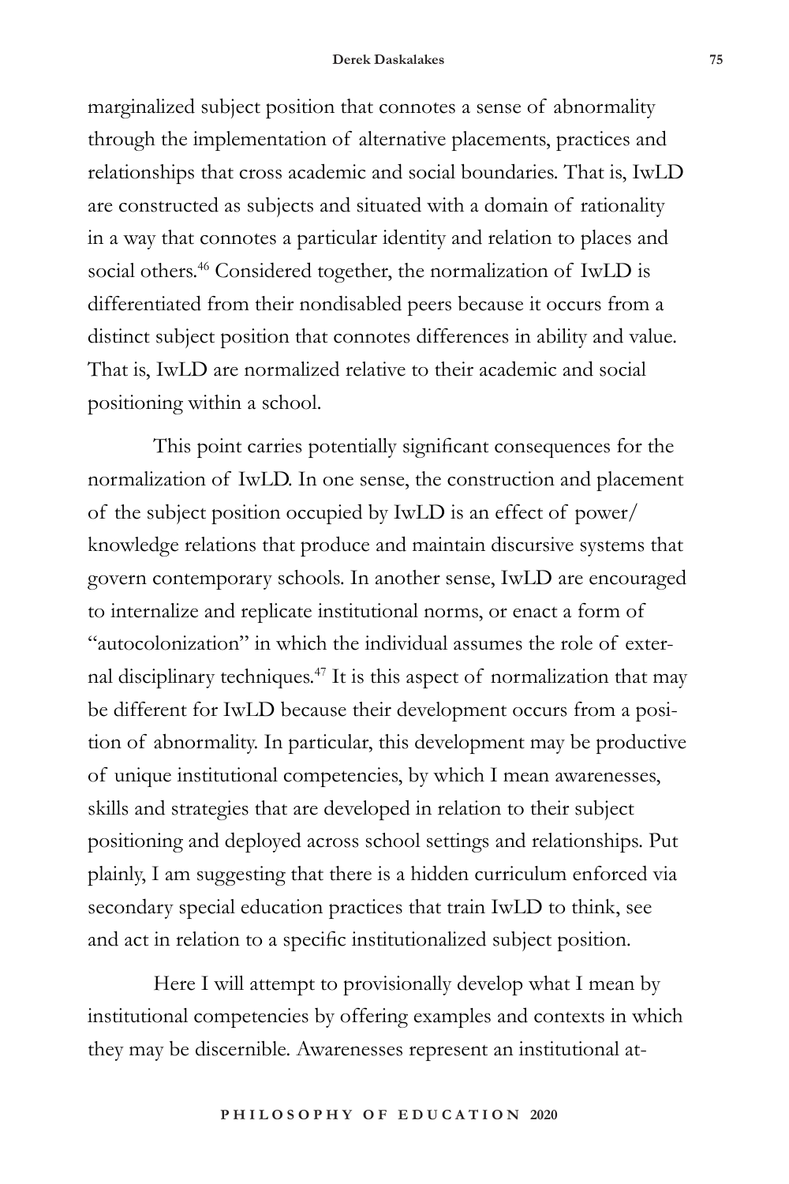marginalized subject position that connotes a sense of abnormality through the implementation of alternative placements, practices and relationships that cross academic and social boundaries. That is, IwLD are constructed as subjects and situated with a domain of rationality in a way that connotes a particular identity and relation to places and social others.[46] Considered together, the normalization of IwLD is differentiated from their nondisabled peers because it occurs from a distinct subject position that connotes differences in ability and value. That is, IwLD are normalized relative to their academic and social positioning within a school.

This point carries potentially significant consequences for the normalization of IwLD. In one sense, the construction and placement of the subject position occupied by IwLD is an effect of power/knowledge relations that produce and maintain discursive systems that govern contemporary schools. In another sense, IwLD are encouraged to internalize and replicate institutional norms, or enact a form of "autocolonization" in which the individual assumes the role of external disciplinary techniques.[47] It is this aspect of normalization that may be different for IwLD because their development occurs from a position of abnormality. In particular, this development may be productive of unique institutional competencies, by which I mean awarenesses, skills and strategies that are developed in relation to their subject positioning and deployed across school settings and relationships. Put plainly, I am suggesting that there is a hidden curriculum enforced via secondary special education practices that train IwLD to think, see and act in relation to a specific institutionalized subject position.

Here I will attempt to provisionally develop what I mean by institutional competencies by offering examples and contexts in which they may be discernible. Awarenesses represent an institutional at-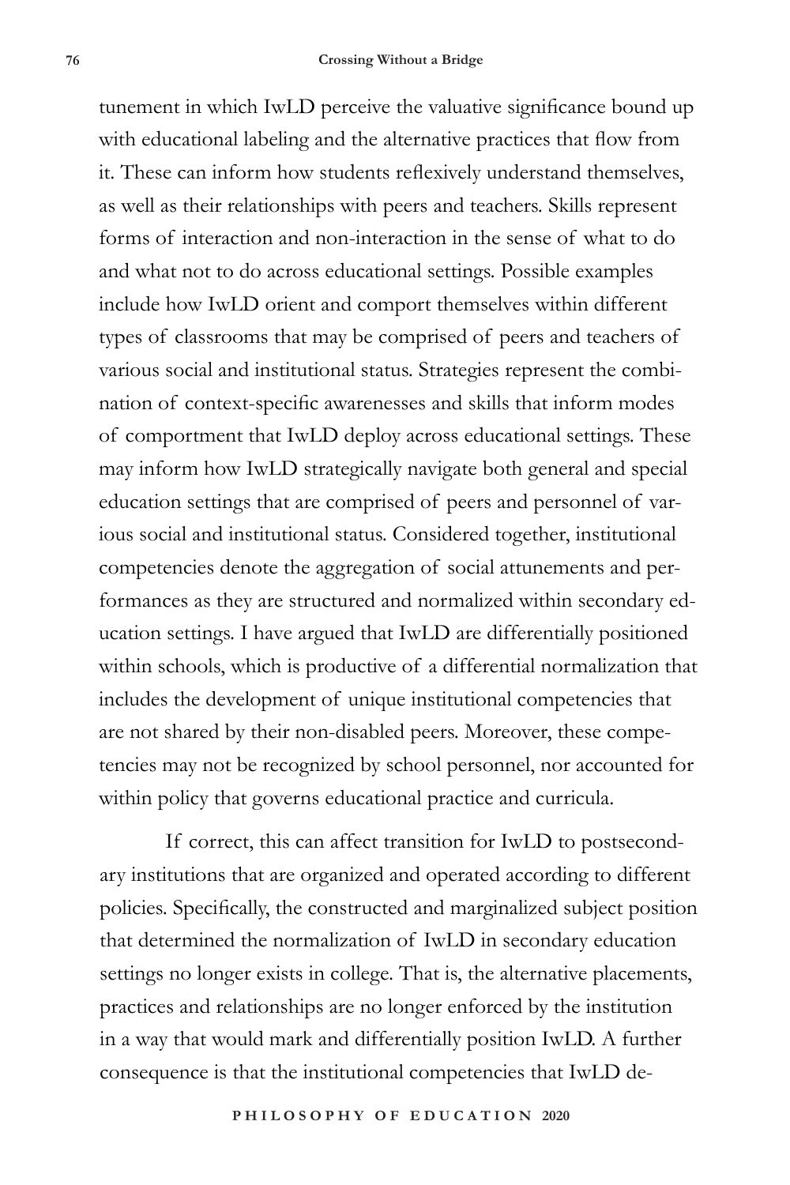tunement in which IwLD perceive the valuative significance bound up with educational labeling and the alternative practices that flow from it. These can inform how students reflexively understand themselves, as well as their relationships with peers and teachers. Skills represent forms of interaction and non-interaction in the sense of what to do and what not to do across educational settings. Possible examples include how IwLD orient and comport themselves within different types of classrooms that may be comprised of peers and teachers of various social and institutional status. Strategies represent the combination of context-specific awarenesses and skills that inform modes of comportment that IwLD deploy across educational settings. These may inform how IwLD strategically navigate both general and special education settings that are comprised of peers and personnel of various social and institutional status. Considered together, institutional competencies denote the aggregation of social attunements and performances as they are structured and normalized within secondary education settings. I have argued that IwLD are differentially positioned within schools, which is productive of a differential normalization that includes the development of unique institutional competencies that are not shared by their non-disabled peers. Moreover, these competencies may not be recognized by school personnel, nor accounted for within policy that governs educational practice and curricula.

If correct, this can affect transition for IwLD to postsecondary institutions that are organized and operated according to different policies. Specifically, the constructed and marginalized subject position that determined the normalization of IwLD in secondary education settings no longer exists in college. That is, the alternative placements, practices and relationships are no longer enforced by the institution in a way that would mark and differentially position IwLD. A further consequence is that the institutional competencies that IwLD de-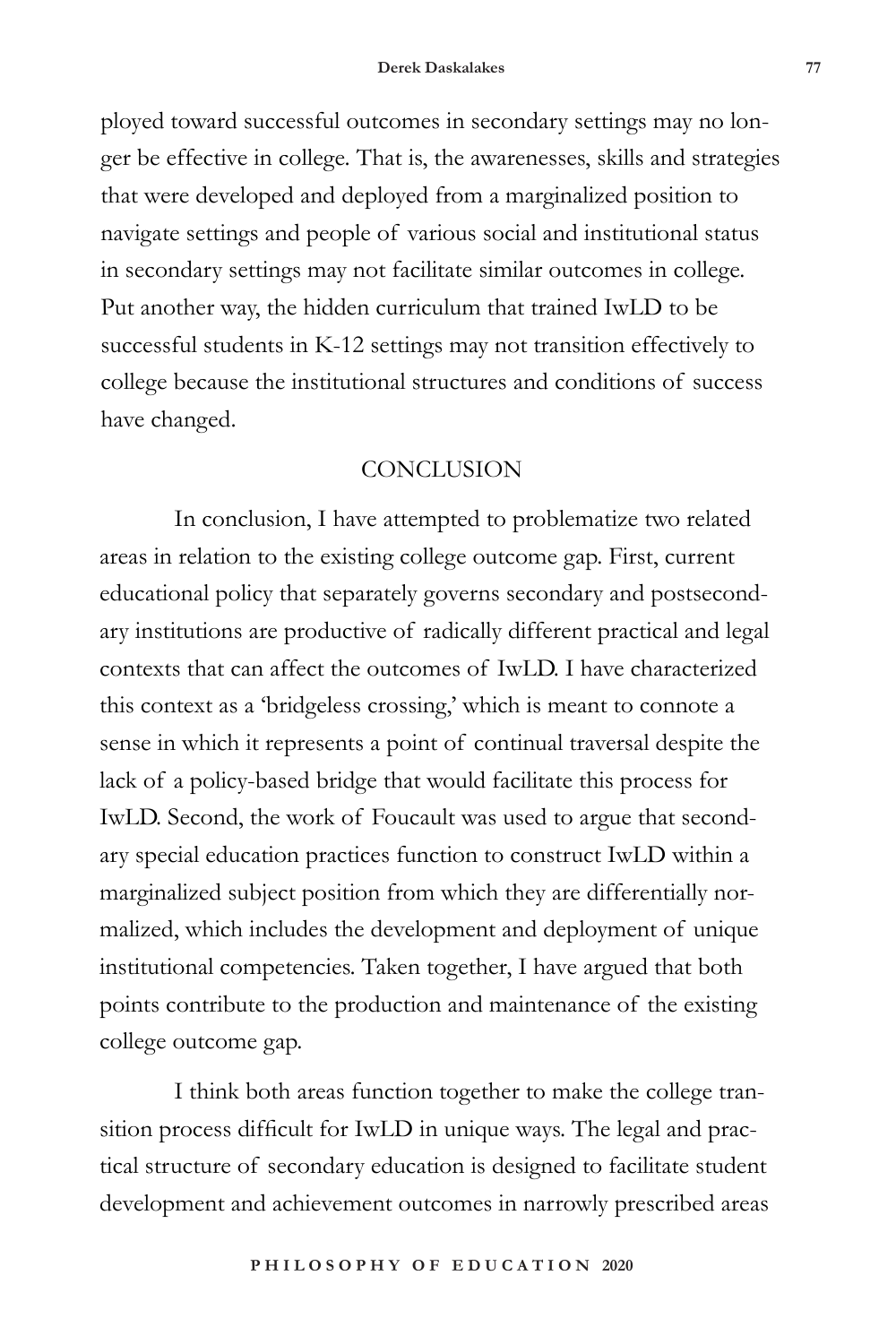ployed toward successful outcomes in secondary settings may no longer be effective in college. That is, the awarenesses, skills and strategies that were developed and deployed from a marginalized position to navigate settings and people of various social and institutional status in secondary settings may not facilitate similar outcomes in college. Put another way, the hidden curriculum that trained IwLD to be successful students in K-12 settings may not transition effectively to college because the institutional structures and conditions of success have changed.

## CONCLUSION

In conclusion, I have attempted to problematize two related areas in relation to the existing college outcome gap. First, current educational policy that separately governs secondary and postsecondary institutions are productive of radically different practical and legal contexts that can affect the outcomes of IwLD. I have characterized this context as a 'bridgeless crossing,' which is meant to connote a sense in which it represents a point of continual traversal despite the lack of a policy-based bridge that would facilitate this process for IwLD. Second, the work of Foucault was used to argue that secondary special education practices function to construct IwLD within a marginalized subject position from which they are differentially normalized, which includes the development and deployment of unique institutional competencies. Taken together, I have argued that both points contribute to the production and maintenance of the existing college outcome gap.

I think both areas function together to make the college transition process difficult for IwLD in unique ways. The legal and practical structure of secondary education is designed to facilitate student development and achievement outcomes in narrowly prescribed areas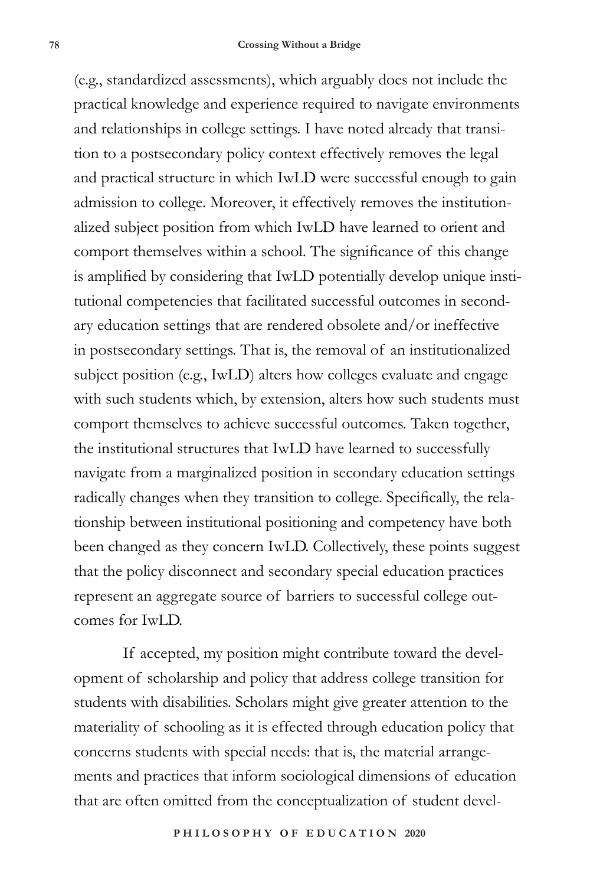(e.g., standardized assessments), which arguably does not include the practical knowledge and experience required to navigate environments and relationships in college settings. I have noted already that transition to a postsecondary policy context effectively removes the legal and practical structure in which IwLD were successful enough to gain admission to college. Moreover, it effectively removes the institutionalized subject position from which IwLD have learned to orient and comport themselves within a school. The significance of this change is amplified by considering that IwLD potentially develop unique institutional competencies that facilitated successful outcomes in secondary education settings that are rendered obsolete and/or ineffective in postsecondary settings. That is, the removal of an institutionalized subject position (e.g., IwLD) alters how colleges evaluate and engage with such students which, by extension, alters how such students must comport themselves to achieve successful outcomes. Taken together, the institutional structures that IwLD have learned to successfully navigate from a marginalized position in secondary education settings radically changes when they transition to college. Specifically, the relationship between institutional positioning and competency have both been changed as they concern IwLD. Collectively, these points suggest that the policy disconnect and secondary special education practices represent an aggregate source of barriers to successful college outcomes for IwLD.

If accepted, my position might contribute toward the development of scholarship and policy that address college transition for students with disabilities. Scholars might give greater attention to the materiality of schooling as it is effected through education policy that concerns students with special needs: that is, the material arrangements and practices that inform sociological dimensions of education that are often omitted from the conceptualization of student devel-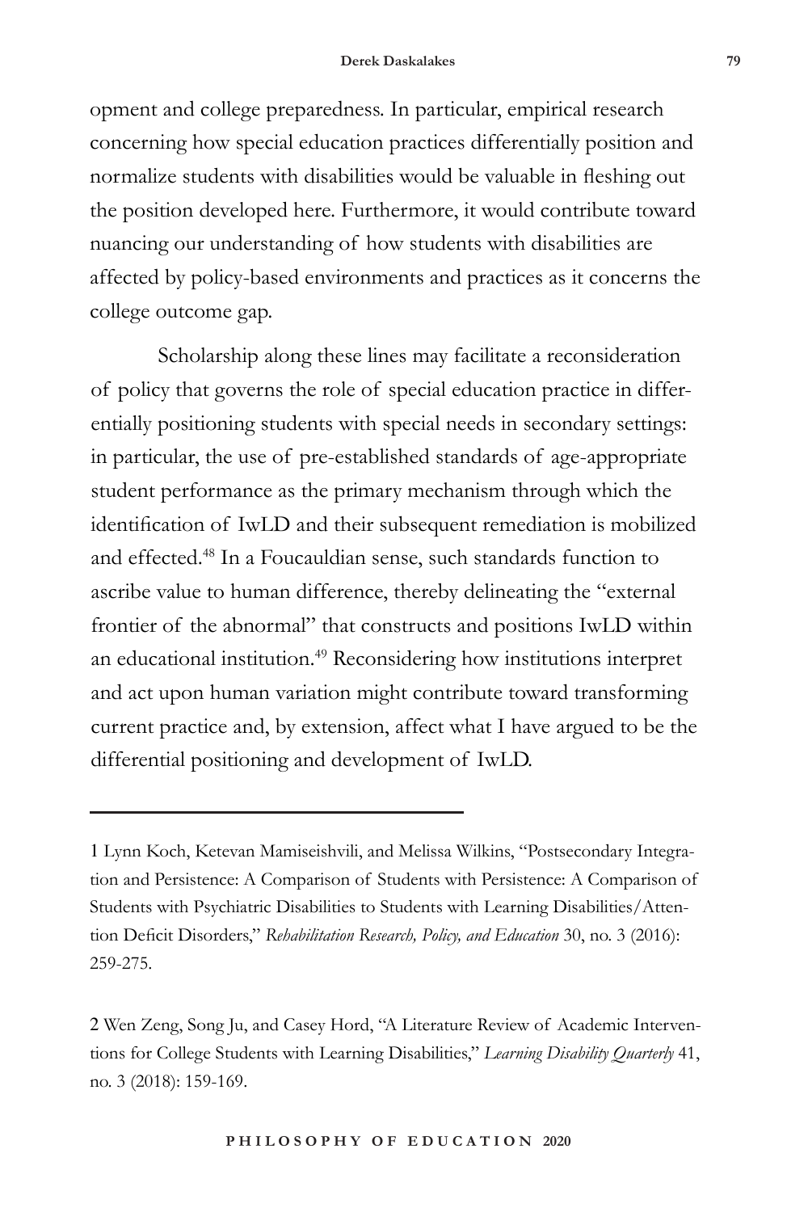opment and college preparedness. In particular, empirical research concerning how special education practices differentially position and normalize students with disabilities would be valuable in fleshing out the position developed here. Furthermore, it would contribute toward nuancing our understanding of how students with disabilities are affected by policy-based environments and practices as it concerns the college outcome gap.

Scholarship along these lines may facilitate a reconsideration of policy that governs the role of special education practice in differentially positioning students with special needs in secondary settings: in particular, the use of pre-established standards of age-appropriate student performance as the primary mechanism through which the identification of IwLD and their subsequent remediation is mobilized and effected.[48] In a Foucauldian sense, such standards function to ascribe value to human difference, thereby delineating the "external frontier of the abnormal" that constructs and positions IwLD within an educational institution.[49] Reconsidering how institutions interpret and act upon human variation might contribute toward transforming current practice and, by extension, affect what I have argued to be the differential positioning and development of IwLD.

---

1 Lynn Koch, Ketevan Mamiseishvili, and Melissa Wilkins, "Postsecondary Integration and Persistence: A Comparison of Students with Persistence: A Comparison of Students with Psychiatric Disabilities to Students with Learning Disabilities/Attention Deficit Disorders," *Rehabilitation Research, Policy, and Education* 30, no. 3 (2016): 259-275.

2 Wen Zeng, Song Ju, and Casey Hord, "A Literature Review of Academic Interventions for College Students with Learning Disabilities," *Learning Disability Quarterly* 41, no. 3 (2018): 159-169.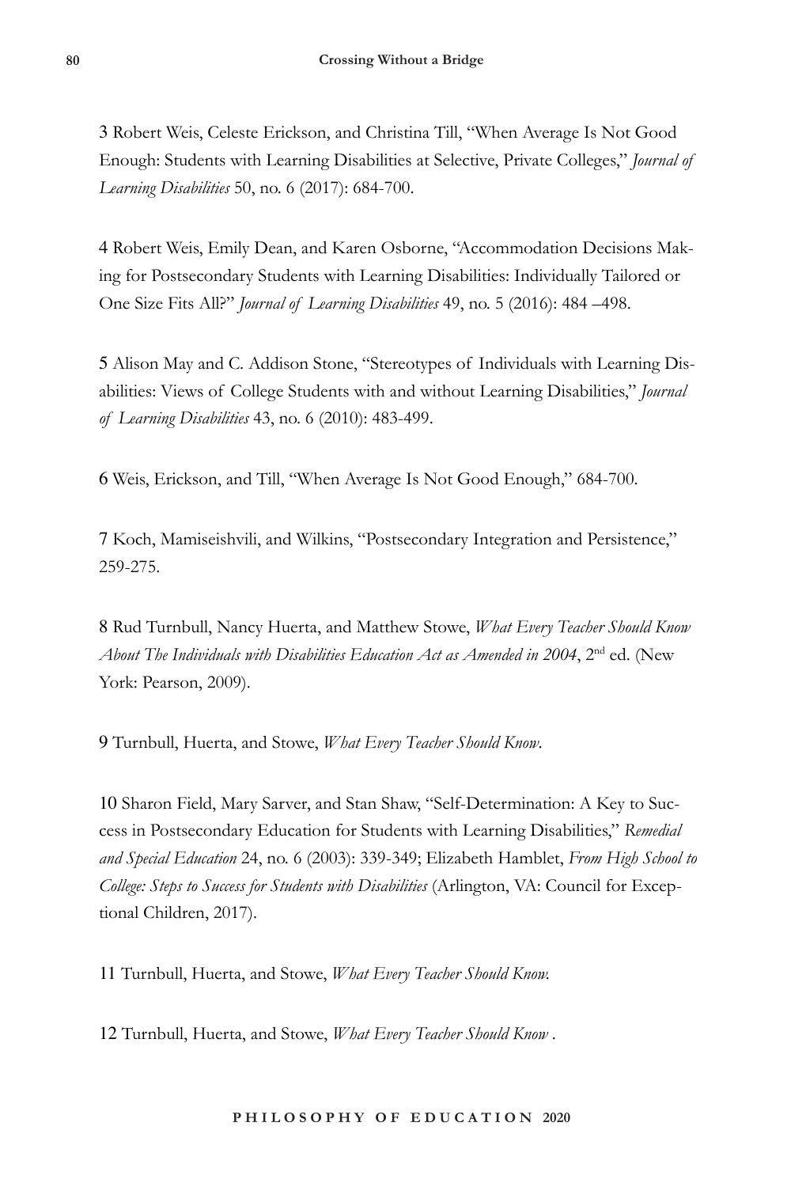3 Robert Weis, Celeste Erickson, and Christina Till, "When Average Is Not Good Enough: Students with Learning Disabilities at Selective, Private Colleges," *Journal of Learning Disabilities* 50, no. 6 (2017): 684-700.

4 Robert Weis, Emily Dean, and Karen Osborne, "Accommodation Decisions Making for Postsecondary Students with Learning Disabilities: Individually Tailored or One Size Fits All?" *Journal of Learning Disabilities* 49, no. 5 (2016): 484 –498.

5 Alison May and C. Addison Stone, "Stereotypes of Individuals with Learning Disabilities: Views of College Students with and without Learning Disabilities," *Journal of Learning Disabilities* 43, no. 6 (2010): 483-499.

6 Weis, Erickson, and Till, "When Average Is Not Good Enough," 684-700.

7 Koch, Mamiseishvili, and Wilkins, "Postsecondary Integration and Persistence," 259-275.

8 Rud Turnbull, Nancy Huerta, and Matthew Stowe, *What Every Teacher Should Know About The Individuals with Disabilities Education Act as Amended in 2004*, 2nd ed. (New York: Pearson, 2009).

9 Turnbull, Huerta, and Stowe, *What Every Teacher Should Know*.

10 Sharon Field, Mary Sarver, and Stan Shaw, "Self-Determination: A Key to Success in Postsecondary Education for Students with Learning Disabilities," *Remedial and Special Education* 24, no. 6 (2003): 339-349; Elizabeth Hamblet, *From High School to College: Steps to Success for Students with Disabilities* (Arlington, VA: Council for Exceptional Children, 2017).

11 Turnbull, Huerta, and Stowe, *What Every Teacher Should Know.*

12 Turnbull, Huerta, and Stowe, *What Every Teacher Should Know* .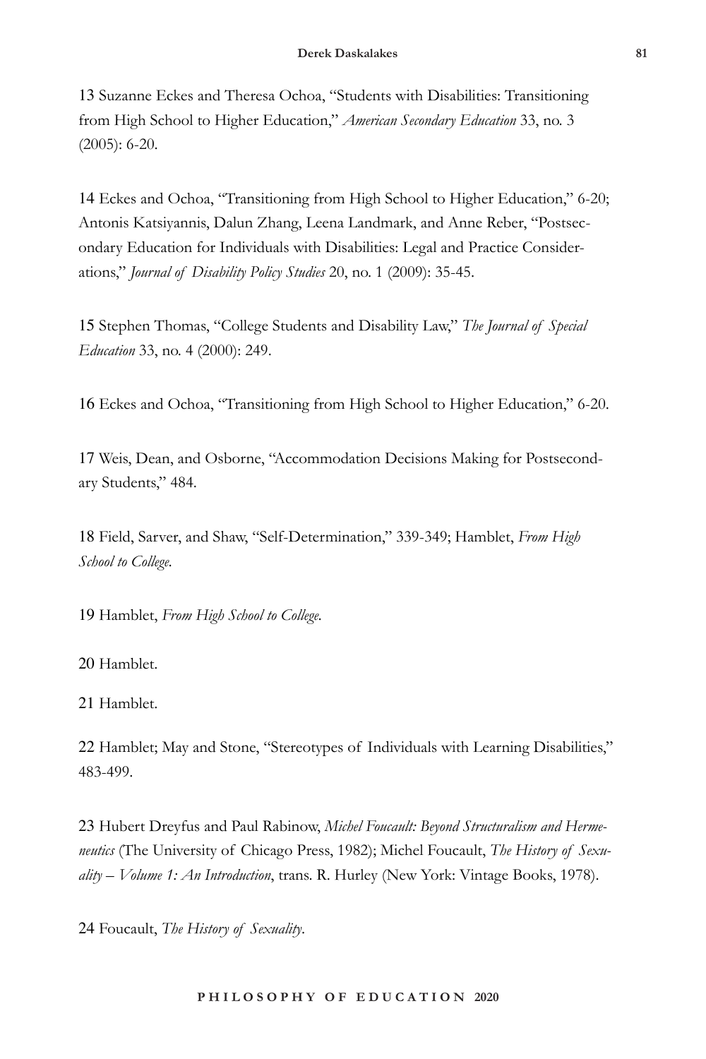13 Suzanne Eckes and Theresa Ochoa, "Students with Disabilities: Transitioning from High School to Higher Education," *American Secondary Education* 33, no. 3 (2005): 6-20.

14 Eckes and Ochoa, "Transitioning from High School to Higher Education," 6-20; Antonis Katsiyannis, Dalun Zhang, Leena Landmark, and Anne Reber, "Postsecondary Education for Individuals with Disabilities: Legal and Practice Considerations," *Journal of Disability Policy Studies* 20, no. 1 (2009): 35-45.

15 Stephen Thomas, "College Students and Disability Law," *The Journal of Special Education* 33, no. 4 (2000): 249.

16 Eckes and Ochoa, "Transitioning from High School to Higher Education," 6-20.

17 Weis, Dean, and Osborne, "Accommodation Decisions Making for Postsecondary Students," 484.

18 Field, Sarver, and Shaw, "Self-Determination," 339-349; Hamblet, *From High School to College*.

19 Hamblet, *From High School to College*.

20 Hamblet.

21 Hamblet.

22 Hamblet; May and Stone, "Stereotypes of Individuals with Learning Disabilities," 483-499.

23 Hubert Dreyfus and Paul Rabinow, *Michel Foucault: Beyond Structuralism and Hermeneutics* (The University of Chicago Press, 1982); Michel Foucault, *The History of Sexuality – Volume 1: An Introduction*, trans. R. Hurley (New York: Vintage Books, 1978).

24 Foucault, *The History of Sexuality*.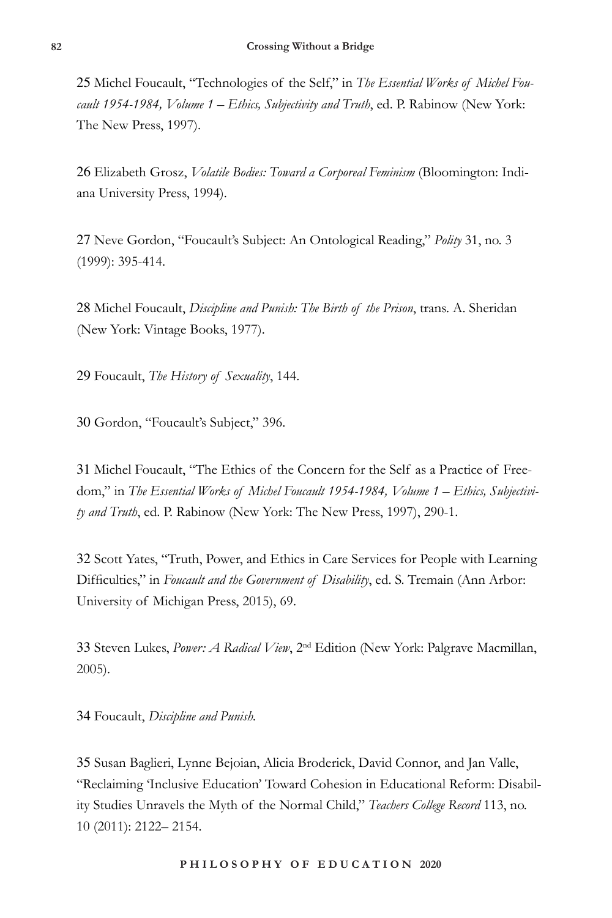25 Michel Foucault, "Technologies of the Self," in *The Essential Works of Michel Foucault 1954-1984, Volume 1 – Ethics, Subjectivity and Truth*, ed. P. Rabinow (New York: The New Press, 1997).

26 Elizabeth Grosz, *Volatile Bodies: Toward a Corporeal Feminism* (Bloomington: Indiana University Press, 1994).

27 Neve Gordon, "Foucault's Subject: An Ontological Reading," *Polity* 31, no. 3 (1999): 395-414.

28 Michel Foucault, *Discipline and Punish: The Birth of the Prison*, trans. A. Sheridan (New York: Vintage Books, 1977).

29 Foucault, *The History of Sexuality*, 144.

30 Gordon, "Foucault's Subject," 396.

31 Michel Foucault, "The Ethics of the Concern for the Self as a Practice of Freedom," in *The Essential Works of Michel Foucault 1954-1984, Volume 1 – Ethics, Subjectivity and Truth*, ed. P. Rabinow (New York: The New Press, 1997), 290-1.

32 Scott Yates, "Truth, Power, and Ethics in Care Services for People with Learning Difficulties," in *Foucault and the Government of Disability*, ed. S. Tremain (Ann Arbor: University of Michigan Press, 2015), 69.

33 Steven Lukes, *Power: A Radical View*, 2nd Edition (New York: Palgrave Macmillan, 2005).

34 Foucault, *Discipline and Punish.*

35 Susan Baglieri, Lynne Bejoian, Alicia Broderick, David Connor, and Jan Valle, "Reclaiming 'Inclusive Education' Toward Cohesion in Educational Reform: Disability Studies Unravels the Myth of the Normal Child," *Teachers College Record* 113, no. 10 (2011): 2122– 2154.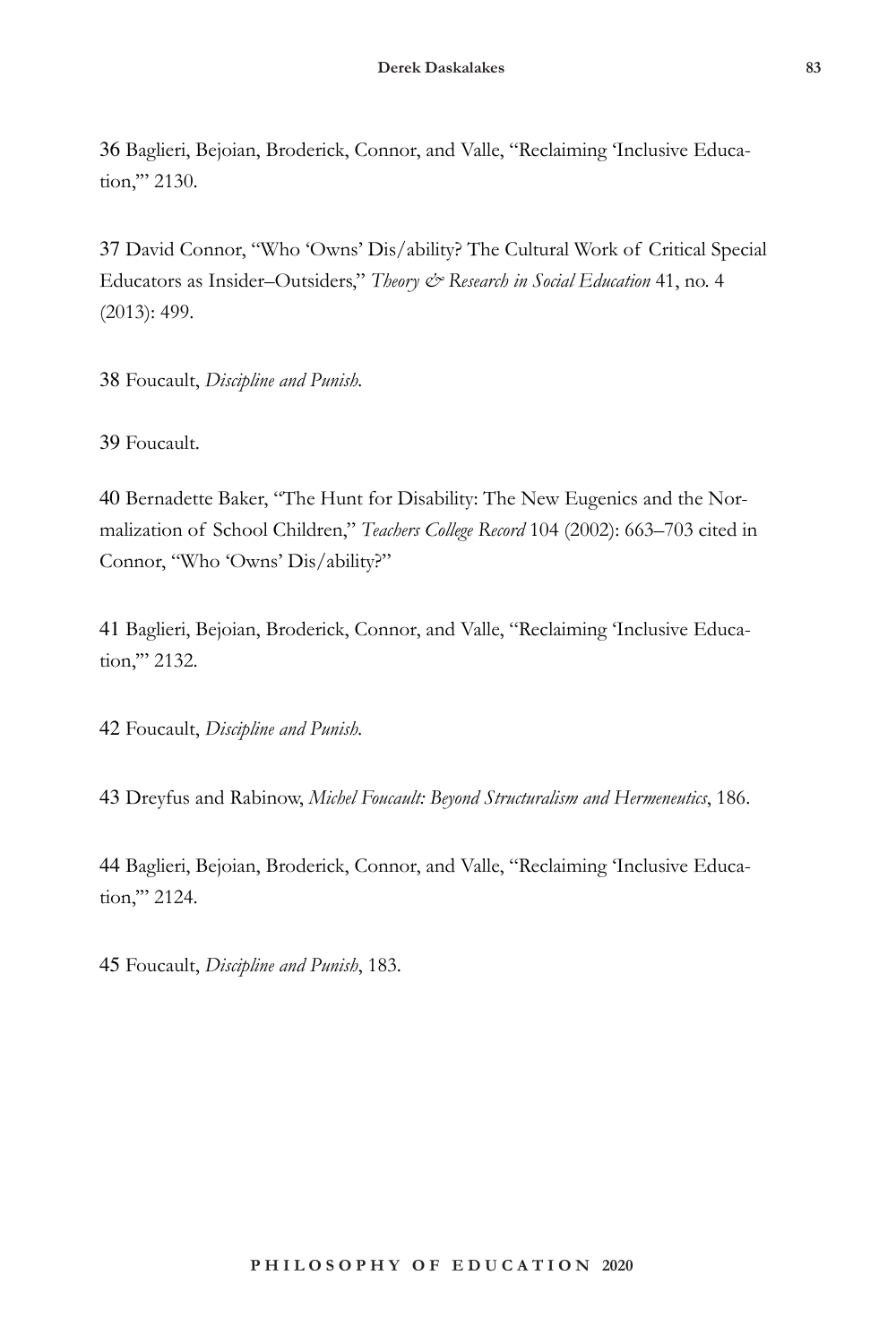36 Baglieri, Bejoian, Broderick, Connor, and Valle, "Reclaiming 'Inclusive Education,'" 2130.

37 David Connor, "Who 'Owns' Dis/ability? The Cultural Work of Critical Special Educators as Insider–Outsiders," *Theory & Research in Social Education* 41, no. 4 (2013): 499.

38 Foucault, *Discipline and Punish*.

39 Foucault.

40 Bernadette Baker, "The Hunt for Disability: The New Eugenics and the Normalization of School Children," *Teachers College Record* 104 (2002): 663–703 cited in Connor, "Who 'Owns' Dis/ability?"

41 Baglieri, Bejoian, Broderick, Connor, and Valle, "Reclaiming 'Inclusive Education,'" 2132.

42 Foucault, *Discipline and Punish*.

43 Dreyfus and Rabinow, *Michel Foucault: Beyond Structuralism and Hermeneutics*, 186.

44 Baglieri, Bejoian, Broderick, Connor, and Valle, "Reclaiming 'Inclusive Education,'" 2124.

45 Foucault, *Discipline and Punish*, 183.